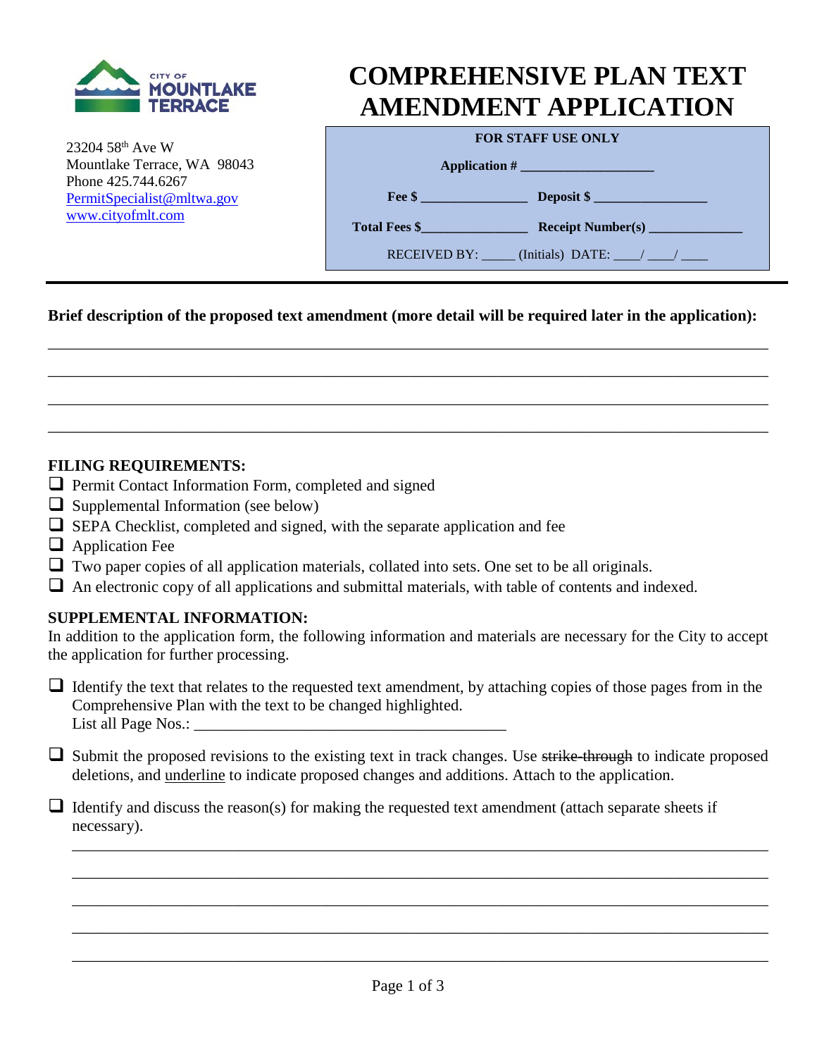CITY OF MOUNTLAKE TERRACE

23204 58th Ave W
Mountlake Terrace, WA 98043
Phone 425.744.6267
PermitSpecialist@mltwa.gov
www.cityofmlt.com

# COMPREHENSIVE PLAN TEXT AMENDMENT APPLICATION

**FOR STAFF USE ONLY**

**Application #** ___________________

**Fee $** _______________ **Deposit $** ________________

**Total Fees $**_______________ **Receipt Number(s)** ______________

RECEIVED BY: _____ (Initials) DATE: ____/ ____/ ____

---

**Brief description of the proposed text amendment (more detail will be required later in the application):**

_____________________________________________________________________________________

_____________________________________________________________________________________

_____________________________________________________________________________________

_____________________________________________________________________________________

## FILING REQUIREMENTS:

- ☐ Permit Contact Information Form, completed and signed
- ☐ Supplemental Information (see below)
- ☐ SEPA Checklist, completed and signed, with the separate application and fee
- ☐ Application Fee
- ☐ Two paper copies of all application materials, collated into sets. One set to be all originals.
- ☐ An electronic copy of all applications and submittal materials, with table of contents and indexed.

## SUPPLEMENTAL INFORMATION:

In addition to the application form, the following information and materials are necessary for the City to accept the application for further processing.

- ☐ Identify the text that relates to the requested text amendment, by attaching copies of those pages from in the Comprehensive Plan with the text to be changed highlighted.
  List all Page Nos.: ________________________________________

- ☐ Submit the proposed revisions to the existing text in track changes. Use ~~strike-through~~ to indicate proposed deletions, and <u>underline</u> to indicate proposed changes and additions. Attach to the application.

- ☐ Identify and discuss the reason(s) for making the requested text amendment (attach separate sheets if necessary).

  _____________________________________________________________________________________

  _____________________________________________________________________________________

  _____________________________________________________________________________________

  _____________________________________________________________________________________

  _____________________________________________________________________________________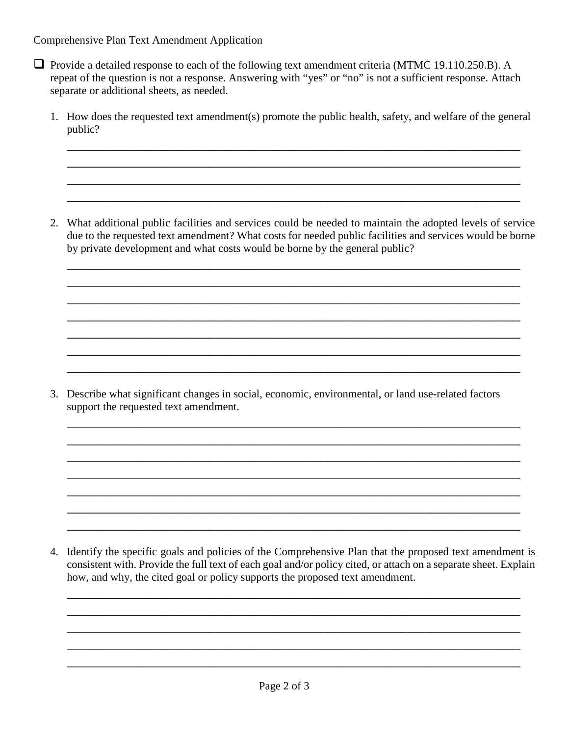Comprehensive Plan Text Amendment Application

- [ ] Provide a detailed response to each of the following text amendment criteria (MTMC 19.110.250.B). A repeat of the question is not a response. Answering with "yes" or "no" is not a sufficient response. Attach separate or additional sheets, as needed.

1. How does the requested text amendment(s) promote the public health, safety, and welfare of the general public?

   ______________________________________________________________________________
   ______________________________________________________________________________
   ______________________________________________________________________________
   ______________________________________________________________________________

2. What additional public facilities and services could be needed to maintain the adopted levels of service due to the requested text amendment? What costs for needed public facilities and services would be borne by private development and what costs would be borne by the general public?

   ______________________________________________________________________________
   ______________________________________________________________________________
   ______________________________________________________________________________
   ______________________________________________________________________________
   ______________________________________________________________________________
   ______________________________________________________________________________
   ______________________________________________________________________________

3. Describe what significant changes in social, economic, environmental, or land use-related factors support the requested text amendment.

   ______________________________________________________________________________
   ______________________________________________________________________________
   ______________________________________________________________________________
   ______________________________________________________________________________
   ______________________________________________________________________________
   ______________________________________________________________________________
   ______________________________________________________________________________

4. Identify the specific goals and policies of the Comprehensive Plan that the proposed text amendment is consistent with. Provide the full text of each goal and/or policy cited, or attach on a separate sheet. Explain how, and why, the cited goal or policy supports the proposed text amendment.

   ______________________________________________________________________________
   ______________________________________________________________________________
   ______________________________________________________________________________
   ______________________________________________________________________________
   ______________________________________________________________________________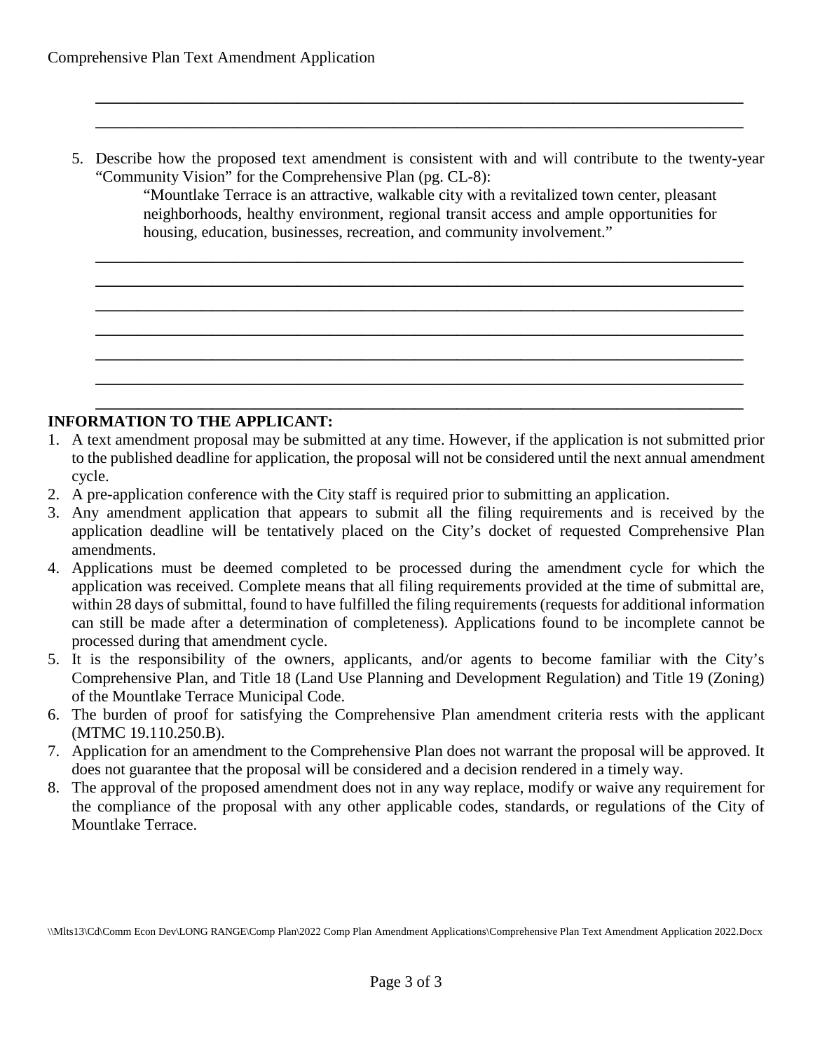5. Describe how the proposed text amendment is consistent with and will contribute to the twenty-year "Community Vision" for the Comprehensive Plan (pg. CL-8):

   > "Mountlake Terrace is an attractive, walkable city with a revitalized town center, pleasant neighborhoods, healthy environment, regional transit access and ample opportunities for housing, education, businesses, recreation, and community involvement."

## INFORMATION TO THE APPLICANT:

1. A text amendment proposal may be submitted at any time. However, if the application is not submitted prior to the published deadline for application, the proposal will not be considered until the next annual amendment cycle.
2. A pre-application conference with the City staff is required prior to submitting an application.
3. Any amendment application that appears to submit all the filing requirements and is received by the application deadline will be tentatively placed on the City's docket of requested Comprehensive Plan amendments.
4. Applications must be deemed completed to be processed during the amendment cycle for which the application was received. Complete means that all filing requirements provided at the time of submittal are, within 28 days of submittal, found to have fulfilled the filing requirements (requests for additional information can still be made after a determination of completeness). Applications found to be incomplete cannot be processed during that amendment cycle.
5. It is the responsibility of the owners, applicants, and/or agents to become familiar with the City's Comprehensive Plan, and Title 18 (Land Use Planning and Development Regulation) and Title 19 (Zoning) of the Mountlake Terrace Municipal Code.
6. The burden of proof for satisfying the Comprehensive Plan amendment criteria rests with the applicant (MTMC 19.110.250.B).
7. Application for an amendment to the Comprehensive Plan does not warrant the proposal will be approved. It does not guarantee that the proposal will be considered and a decision rendered in a timely way.
8. The approval of the proposed amendment does not in any way replace, modify or waive any requirement for the compliance of the proposal with any other applicable codes, standards, or regulations of the City of Mountlake Terrace.

\\Mlts13\Cd\Comm Econ Dev\LONG RANGE\Comp Plan\2022 Comp Plan Amendment Applications\Comprehensive Plan Text Amendment Application 2022.Docx